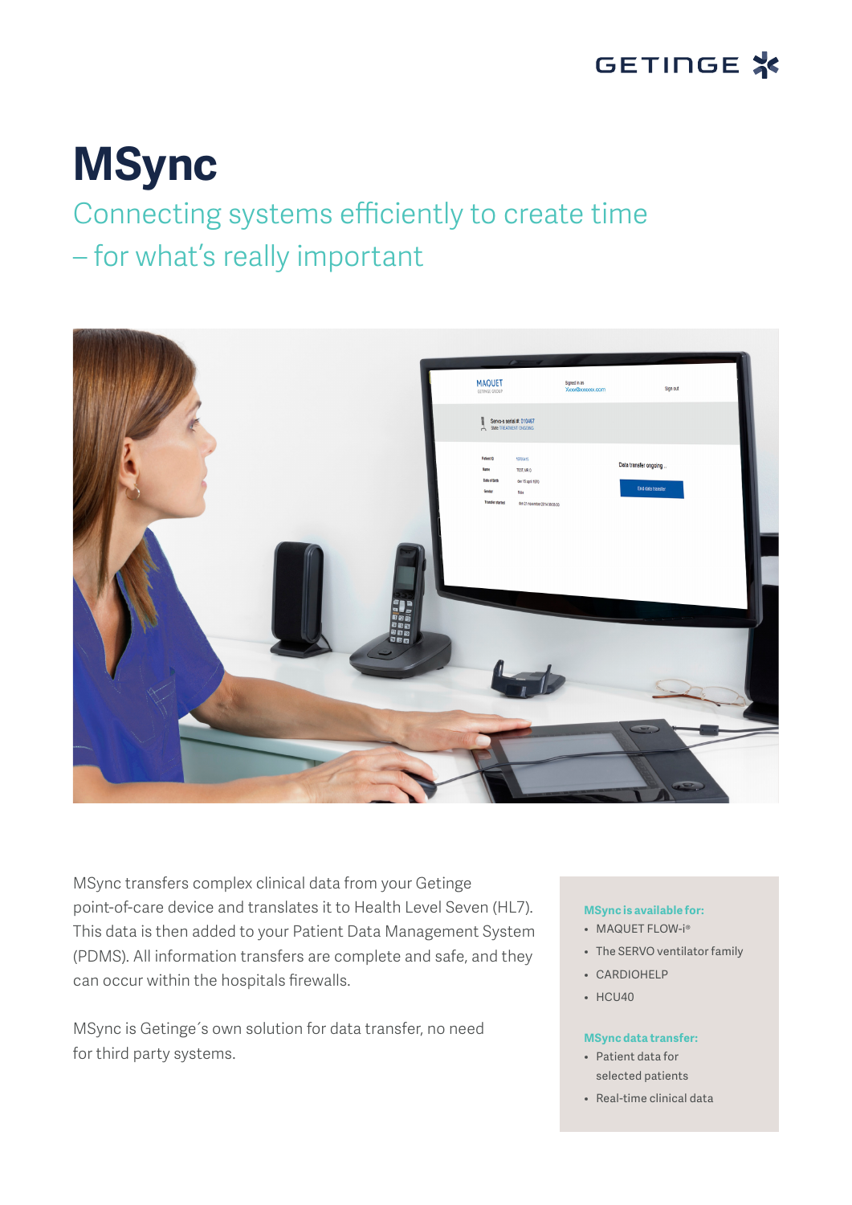# MSync

## Connecting systems efficiently to create time – for what's really important

MSync transfers complex clinical data from your Getinge point-of-care device and translates it to Health Level Seven (HL7). This data is then added to your Patient Data Management System (PDMS). All information transfers are complete and safe, and they can occur within the hospitals firewalls.

MSync is Getinge´s own solution for data transfer, no need for third party systems.

**MSync is available for:**

- MAQUET FLOW-i®
- The SERVO ventilator family
- CARDIOHELP
- HCU40

**MSync data transfer:**

- Patient data for selected patients
- Real-time clinical data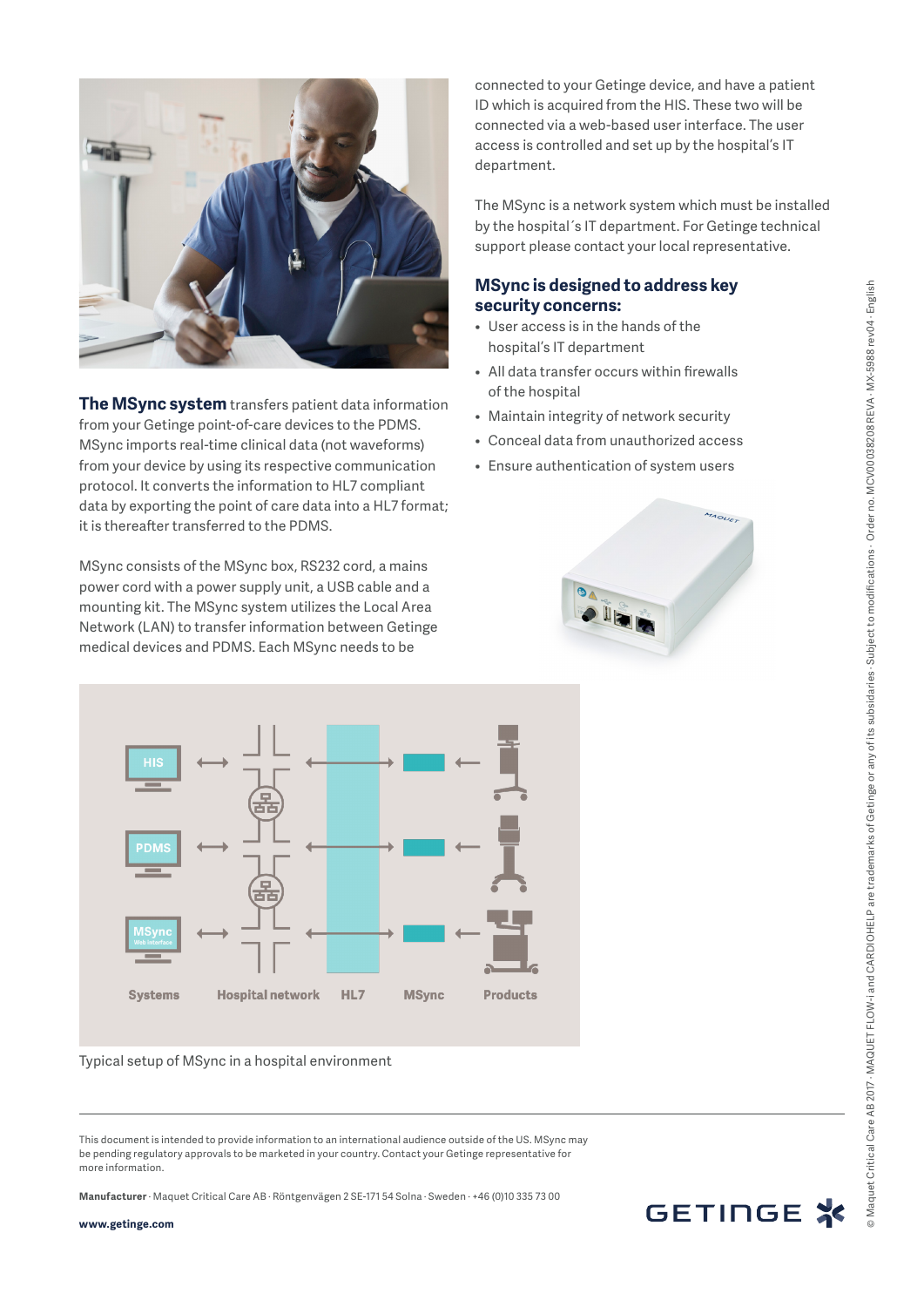**The MSync system** transfers patient data information from your Getinge point-of-care devices to the PDMS. MSync imports real-time clinical data (not waveforms) from your device by using its respective communication protocol. It converts the information to HL7 compliant data by exporting the point of care data into a HL7 format; it is thereafter transferred to the PDMS.

MSync consists of the MSync box, RS232 cord, a mains power cord with a power supply unit, a USB cable and a mounting kit. The MSync system utilizes the Local Area Network (LAN) to transfer information between Getinge medical devices and PDMS. Each MSync needs to be connected to your Getinge device, and have a patient ID which is acquired from the HIS. These two will be connected via a web-based user interface. The user access is controlled and set up by the hospital's IT department.

The MSync is a network system which must be installed by the hospital´s IT department. For Getinge technical support please contact your local representative.

## MSync is designed to address key security concerns:

- User access is in the hands of the hospital's IT department
- All data transfer occurs within firewalls of the hospital
- Maintain integrity of network security
- Conceal data from unauthorized access
- Ensure authentication of system users

Typical setup of MSync in a hospital environment

This document is intended to provide information to an international audience outside of the US. MSync may be pending regulatory approvals to be marketed in your country. Contact your Getinge representative for more information.

**Manufacturer** · Maquet Critical Care AB · Röntgenvägen 2 SE-171 54 Solna · Sweden · +46 (0)10 335 73 00

**www.getinge.com**

© Maquet Critical Care AB 2017 · MAQUET FLOW-i and CARDIOHELP are trademarks of Getinge or any of its subsidiaries · Subject to modifications · Order no. MCV00038208 REVA · MX-5988 rev04 · English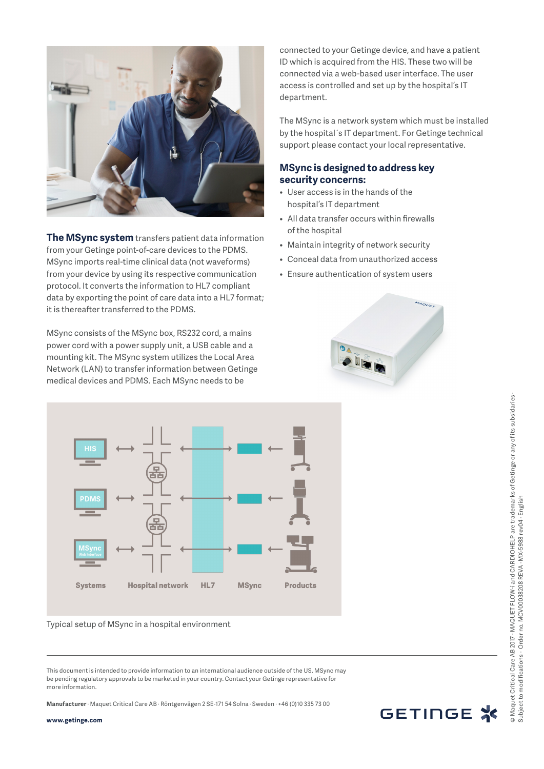**The MSync system** transfers patient data information from your Getinge point-of-care devices to the PDMS. MSync imports real-time clinical data (not waveforms) from your device by using its respective communication protocol. It converts the information to HL7 compliant data by exporting the point of care data into a HL7 format; it is thereafter transferred to the PDMS.

MSync consists of the MSync box, RS232 cord, a mains power cord with a power supply unit, a USB cable and a mounting kit. The MSync system utilizes the Local Area Network (LAN) to transfer information between Getinge medical devices and PDMS. Each MSync needs to be connected to your Getinge device, and have a patient ID which is acquired from the HIS. These two will be connected via a web-based user interface. The user access is controlled and set up by the hospital's IT department.

The MSync is a network system which must be installed by the hospital´s IT department. For Getinge technical support please contact your local representative.

## MSync is designed to address key security concerns:

- User access is in the hands of the hospital's IT department
- All data transfer occurs within firewalls of the hospital
- Maintain integrity of network security
- Conceal data from unauthorized access
- Ensure authentication of system users

HIS
PDMS
MSync Web interface
Systems
Hospital network
HL7
MSync
Products

Typical setup of MSync in a hospital environment

This document is intended to provide information to an international audience outside of the US. MSync may be pending regulatory approvals to be marketed in your country. Contact your Getinge representative for more information.

**Manufacturer** · Maquet Critical Care AB · Röntgenvägen 2 SE-171 54 Solna · Sweden · +46 (0)10 335 73 00

**www.getinge.com**

© Maquet Critical Care AB 2017 · MAQUET FLOW-i and CARDIOHELP are trademarks of Getinge or any of its subsidaries · Subject to modifications · Order no. MCV00038208 REVA · MX-5988 rev04 · English